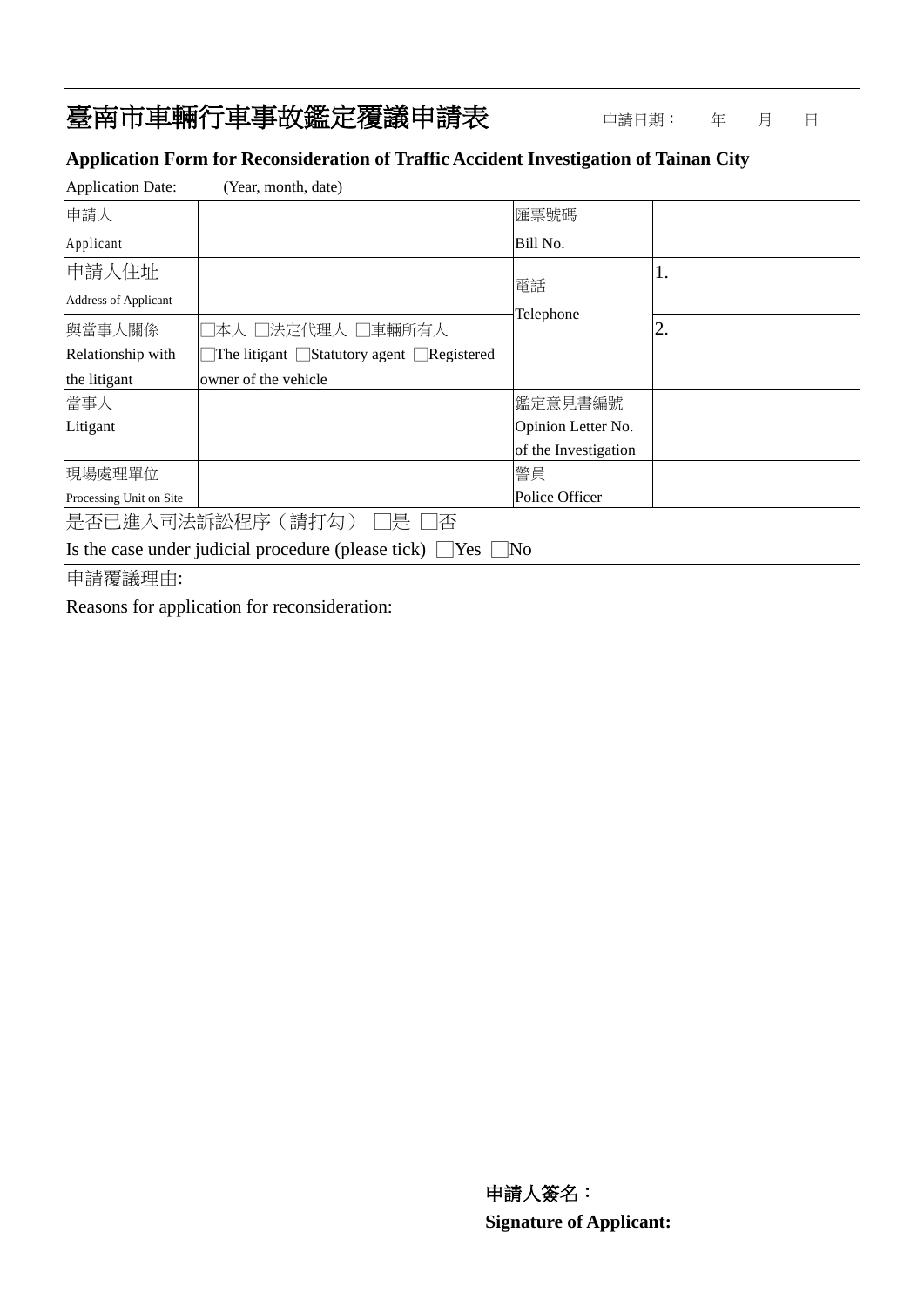# 臺南市車輛行車事故鑑定覆議申請表

申請日期： 年 月 日

**Application Form for Reconsideration of Traffic Accident Investigation of Tainan City**

Application Date: (Year, month, date)

| | | | |
|---|---|---|---|
| 申請人<br>Applicant | | 匯票號碼<br>Bill No. | |
| 申請人住址<br>Address of Applicant | | 電話<br>Telephone | 1. |
| 與當事人關係<br>Relationship with the litigant | □本人 □法定代理人 □車輛所有人<br>□The litigant □Statutory agent □Registered owner of the vehicle | | 2. |
| 當事人<br>Litigant | | 鑑定意見書編號<br>Opinion Letter No. of the Investigation | |
| 現場處理單位<br>Processing Unit on Site | | 警員<br>Police Officer | |

是否已進入司法訴訟程序（請打勾） □是 □否

Is the case under judicial procedure (please tick) □Yes □No

申請覆議理由:

Reasons for application for reconsideration:

**申請人簽名：**

**Signature of Applicant:**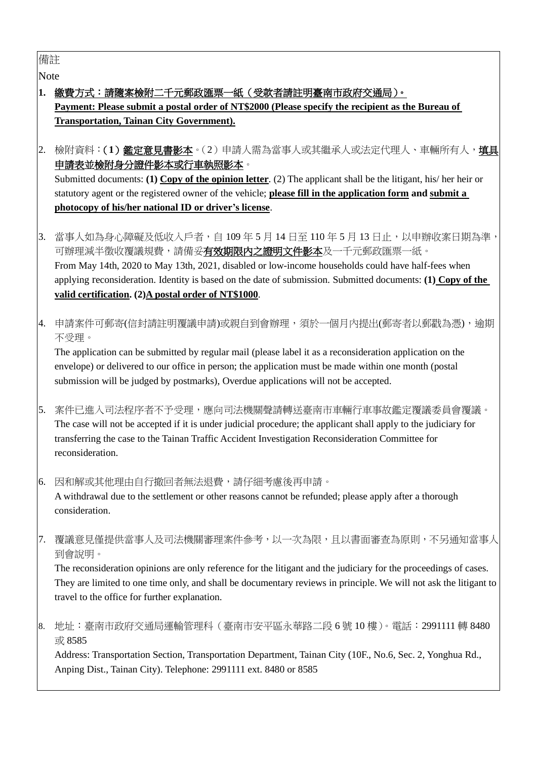備註

Note

1. **繳費方式：請隨案檢附二千元郵政匯票一紙（受款者請註明臺南市政府交通局）。**
   **Payment: Please submit a postal order of NT$2000 (Please specify the recipient as the Bureau of Transportation, Tainan City Government).**

2. 檢附資料：**(1) 鑑定意見書影本**。(2) 申請人需為當事人或其繼承人或法定代理人、車輛所有人，**填具申請表並檢附身分證件影本或行車執照影本**。
   Submitted documents: **(1) Copy of the opinion letter**. (2) The applicant shall be the litigant, his/ her heir or statutory agent or the registered owner of the vehicle; **please fill in the application form** and **submit a photocopy of his/her national ID or driver's license**.

3. 當事人如為身心障礙及低收入戶者，自 109 年 5 月 14 日至 110 年 5 月 13 日止，以申辦收案日期為準，可辦理減半徵收覆議規費，請備妥**有效期限內之證明文件影本**及一千元郵政匯票一紙。
   From May 14th, 2020 to May 13th, 2021, disabled or low-income households could have half-fees when applying reconsideration. Identity is based on the date of submission. Submitted documents: **(1) Copy of the valid certification. (2)A postal order of NT$1000**.

4. 申請案件可郵寄(信封請註明覆議申請)或親自到會辦理，須於一個月內提出(郵寄者以郵戳為憑)，逾期不受理。
   The application can be submitted by regular mail (please label it as a reconsideration application on the envelope) or delivered to our office in person; the application must be made within one month (postal submission will be judged by postmarks), Overdue applications will not be accepted.

5. 案件已進入司法程序者不予受理，應向司法機關聲請轉送臺南市車輛行車事故鑑定覆議委員會覆議。
   The case will not be accepted if it is under judicial procedure; the applicant shall apply to the judiciary for transferring the case to the Tainan Traffic Accident Investigation Reconsideration Committee for reconsideration.

6. 因和解或其他理由自行撤回者無法退費，請仔細考慮後再申請。
   A withdrawal due to the settlement or other reasons cannot be refunded; please apply after a thorough consideration.

7. 覆議意見僅提供當事人及司法機關審理案件參考，以一次為限，且以書面審查為原則，不另通知當事人到會說明。
   The reconsideration opinions are only reference for the litigant and the judiciary for the proceedings of cases. They are limited to one time only, and shall be documentary reviews in principle. We will not ask the litigant to travel to the office for further explanation.

8. 地址：臺南市政府交通局運輸管理科（臺南市安平區永華路二段 6 號 10 樓）。電話：2991111 轉 8480 或 8585
   Address: Transportation Section, Transportation Department, Tainan City (10F., No.6, Sec. 2, Yonghua Rd., Anping Dist., Tainan City). Telephone: 2991111 ext. 8480 or 8585